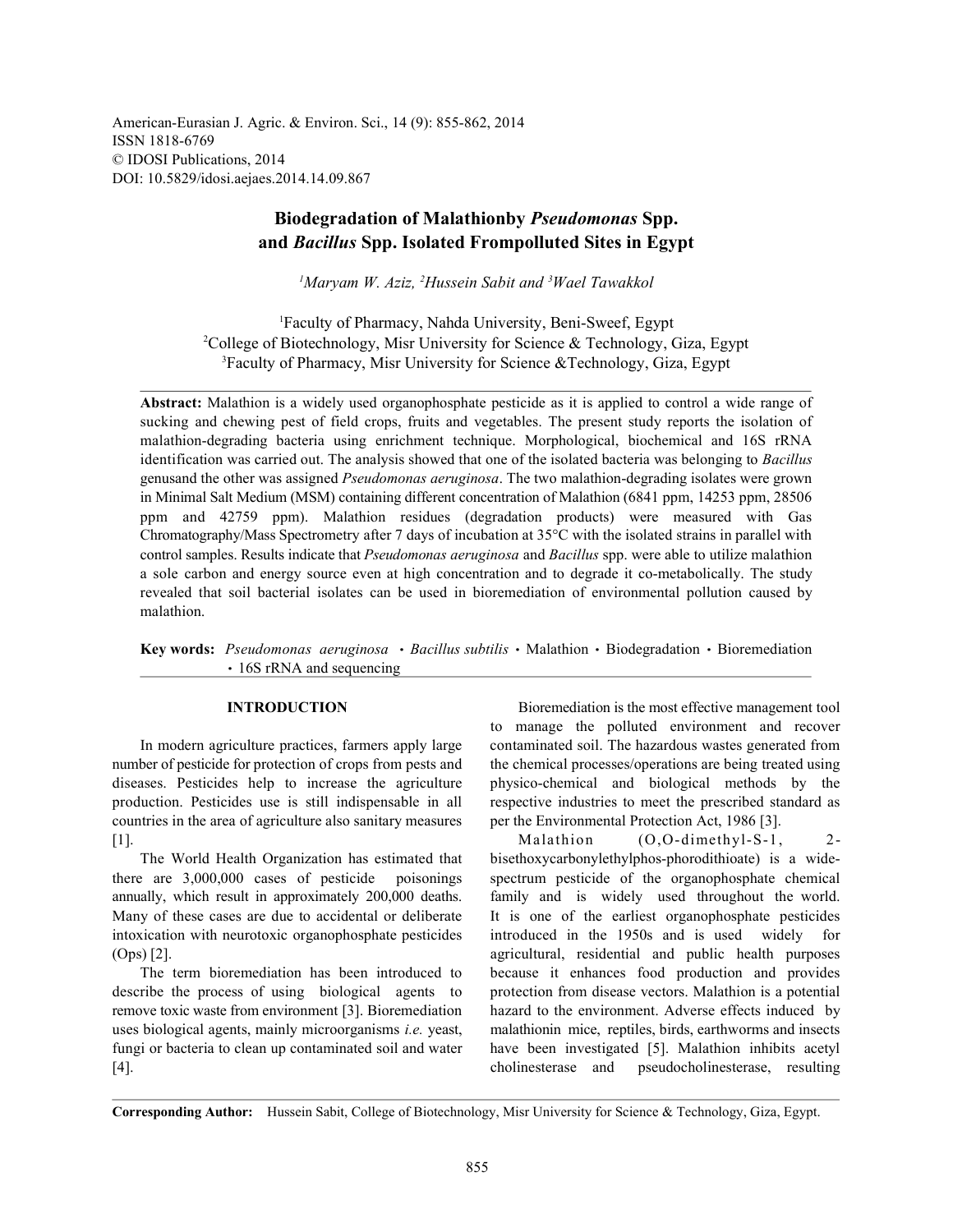American-Eurasian J. Agric. & Environ. Sci., 14 (9): 855-862, 2014
ISSN 1818-6769
© IDOSI Publications, 2014
DOI: 10.5829/idosi.aejaes.2014.14.09.867

# Biodegradation of Malathionby *Pseudomonas* Spp. and *Bacillus* Spp. Isolated Frompolluted Sites in Egypt

*[1]Maryam W. Aziz, [2]Hussein Sabit and [3]Wael Tawakkol*

[1]Faculty of Pharmacy, Nahda University, Beni-Sweef, Egypt
[2]College of Biotechnology, Misr University for Science & Technology, Giza, Egypt
[3]Faculty of Pharmacy, Misr University for Science &Technology, Giza, Egypt

**Abstract:** Malathion is a widely used organophosphate pesticide as it is applied to control a wide range of sucking and chewing pest of field crops, fruits and vegetables. The present study reports the isolation of malathion-degrading bacteria using enrichment technique. Morphological, biochemical and 16S rRNA identification was carried out. The analysis showed that one of the isolated bacteria was belonging to *Bacillus* genusand the other was assigned *Pseudomonas aeruginosa*. The two malathion-degrading isolates were grown in Minimal Salt Medium (MSM) containing different concentration of Malathion (6841 ppm, 14253 ppm, 28506 ppm and 42759 ppm). Malathion residues (degradation products) were measured with Gas Chromatography/Mass Spectrometry after 7 days of incubation at 35°C with the isolated strains in parallel with control samples. Results indicate that *Pseudomonas aeruginosa* and *Bacillus* spp. were able to utilize malathion a sole carbon and energy source even at high concentration and to degrade it co-metabolically. The study revealed that soil bacterial isolates can be used in bioremediation of environmental pollution caused by malathion.

**Key words:** *Pseudomonas aeruginosa* • *Bacillus subtilis* • Malathion • Biodegradation • Bioremediation • 16S rRNA and sequencing

## INTRODUCTION

In modern agriculture practices, farmers apply large number of pesticide for protection of crops from pests and diseases. Pesticides help to increase the agriculture production. Pesticides use is still indispensable in all countries in the area of agriculture also sanitary measures [1].

The World Health Organization has estimated that there are 3,000,000 cases of pesticide poisonings annually, which result in approximately 200,000 deaths. Many of these cases are due to accidental or deliberate intoxication with neurotoxic organophosphate pesticides (Ops) [2].

The term bioremediation has been introduced to describe the process of using biological agents to remove toxic waste from environment [3]. Bioremediation uses biological agents, mainly microorganisms *i.e.* yeast, fungi or bacteria to clean up contaminated soil and water [4].

Bioremediation is the most effective management tool to manage the polluted environment and recover contaminated soil. The hazardous wastes generated from the chemical processes/operations are being treated using physico-chemical and biological methods by the respective industries to meet the prescribed standard as per the Environmental Protection Act, 1986 [3].

Malathion (O,O-dimethyl-S-1, 2-bisethoxycarbonylethylphos-phorodithioate) is a wide-spectrum pesticide of the organophosphate family and is widely used throughout the world. It is one of the earliest organophosphate pesticides introduced in the 1950s and is used widely for agricultural, residential and public health purposes because it enhances food production and provides protection from disease vectors. Malathion is a potential hazard to the environment. Adverse effects induced by malathionin mice, reptiles, birds, earthworms and insects have been investigated [5]. Malathion inhibits acetyl cholinesterase and pseudocholinesterase, resulting

**Corresponding Author:** Hussein Sabit, College of Biotechnology, Misr University for Science & Technology, Giza, Egypt.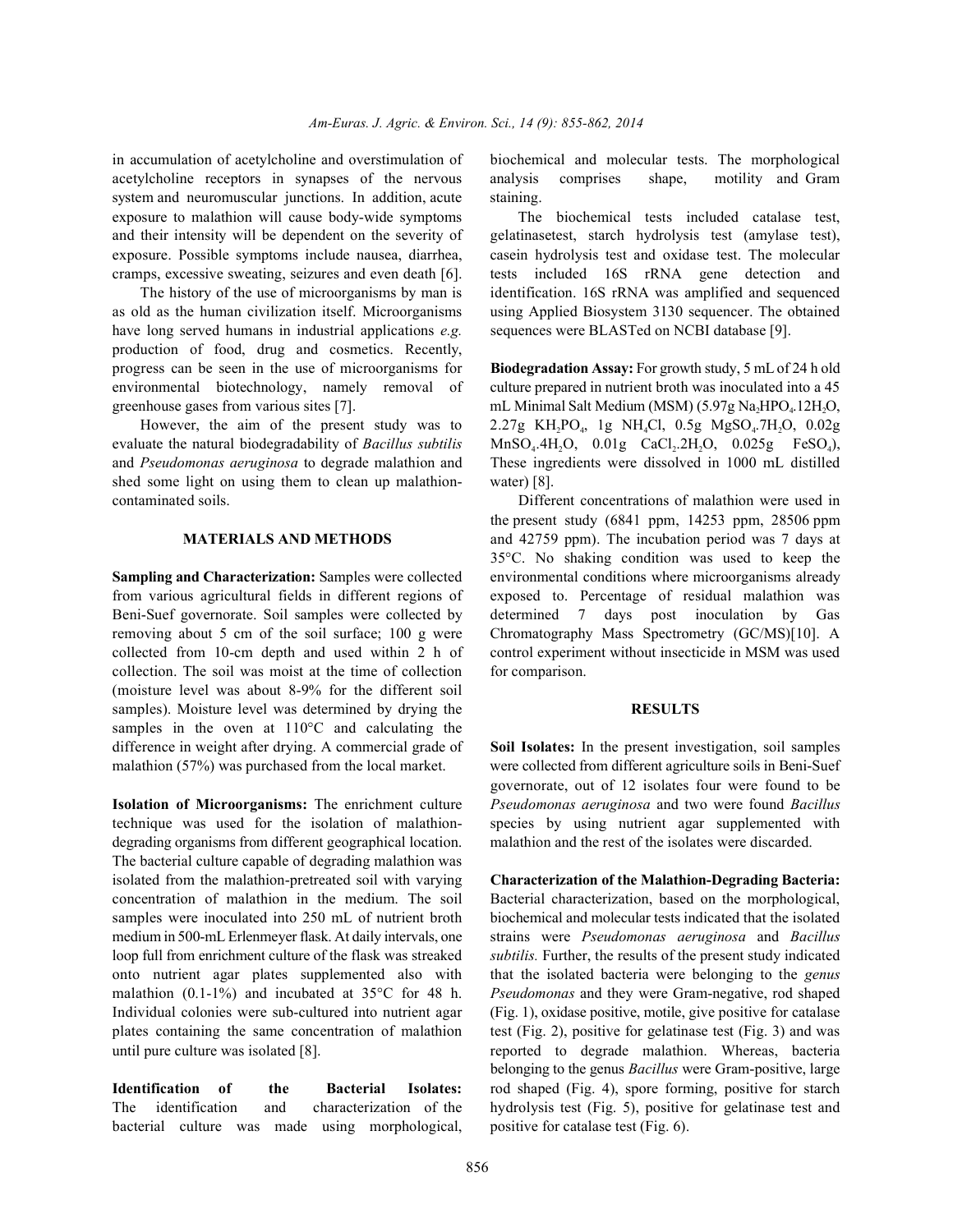in accumulation of acetylcholine and overstimulation of acetylcholine receptors in synapses of the nervous system and neuromuscular junctions. In addition, acute exposure to malathion will cause body-wide symptoms and their intensity will be dependent on the severity of exposure. Possible symptoms include nausea, diarrhea, cramps, excessive sweating, seizures and even death [6].

The history of the use of microorganisms by man is as old as the human civilization itself. Microorganisms have long served humans in industrial applications *e.g.* production of food, drug and cosmetics. Recently, progress can be seen in the use of microorganisms for environmental biotechnology, namely removal of greenhouse gases from various sites [7].

However, the aim of the present study was to evaluate the natural biodegradability of *Bacillus subtilis* and *Pseudomonas aeruginosa* to degrade malathion and shed some light on using them to clean up malathion-contaminated soils.

## MATERIALS AND METHODS

**Sampling and Characterization:** Samples were collected from various agricultural fields in different regions of Beni-Suef governorate. Soil samples were collected by removing about 5 cm of the soil surface; 100 g were collected from 10-cm depth and used within 2 h of collection. The soil was moist at the time of collection (moisture level was about 8-9% for the different soil samples). Moisture level was determined by drying the samples in the oven at 110°C and calculating the difference in weight after drying. A commercial grade of malathion (57%) was purchased from the local market.

**Isolation of Microorganisms:** The enrichment culture technique was used for the isolation of malathion-degrading organisms from different geographical location. The bacterial culture capable of degrading malathion was isolated from the malathion-pretreated soil with varying concentration of malathion in the medium. The soil samples were inoculated into 250 mL of nutrient broth medium in 500-mL Erlenmeyer flask. At daily intervals, one loop full from enrichment culture of the flask was streaked onto nutrient agar plates supplemented also with malathion (0.1-1%) and incubated at 35°C for 48 h. Individual colonies were sub-cultured into nutrient agar plates containing the same concentration of malathion until pure culture was isolated [8].

**Identification of the Bacterial Isolates:** The identification and characterization of the bacterial culture was made using morphological, biochemical and molecular tests. The morphological analysis comprises shape, motility and Gram staining.

The biochemical tests included catalase test, gelatinasetest, starch hydrolysis test (amylase test), casein hydrolysis test and oxidase test. The molecular tests included 16S rRNA gene detection and identification. 16S rRNA was amplified and sequenced using Applied Biosystem 3130 sequencer. The obtained sequences were BLASTed on NCBI database [9].

**Biodegradation Assay:** For growth study, 5 mL of 24 h old culture prepared in nutrient broth was inoculated into a 45 mL Minimal Salt Medium (MSM) (5.97g $Na_2HPO_4.12H_2O$, 2.27g $KH_2PO_4$, 1g $NH_4Cl$, 0.5g $MgSO_4.7H_2O$, 0.02g $MnSO_4.4H_2O$, 0.01g $CaCl_2.2H_2O$, 0.025g $FeSO_4$), These ingredients were dissolved in 1000 mL distilled water) [8].

Different concentrations of malathion were used in the present study (6841 ppm, 14253 ppm, 28506 ppm and 42759 ppm). The incubation period was 7 days at 35°C. No shaking condition was used to keep the environmental conditions where microorganisms already exposed to. Percentage of residual malathion was determined 7 days post inoculation by Gas Chromatography Mass Spectrometry (GC/MS)[10]. A control experiment without insecticide in MSM was used for comparison.

## RESULTS

**Soil Isolates:** In the present investigation, soil samples were collected from different agriculture soils in Beni-Suef governorate, out of 12 isolates four were found to be *Pseudomonas aeruginosa* and two were found *Bacillus* species by using nutrient agar supplemented with malathion and the rest of the isolates were discarded.

**Characterization of the Malathion-Degrading Bacteria:** Bacterial characterization, based on the morphological, biochemical and molecular tests indicated that the isolated strains were *Pseudomonas aeruginosa* and *Bacillus subtilis.* Further, the results of the present study indicated that the isolated bacteria were belonging to the *genus Pseudomonas* and they were Gram-negative, rod shaped (Fig. 1), oxidase positive, motile, give positive for catalase test (Fig. 2), positive for gelatinase test (Fig. 3) and was reported to degrade malathion. Whereas, bacteria belonging to the genus *Bacillus* were Gram-positive, large rod shaped (Fig. 4), spore forming, positive for starch hydrolysis test (Fig. 5), positive for gelatinase test and positive for catalase test (Fig. 6).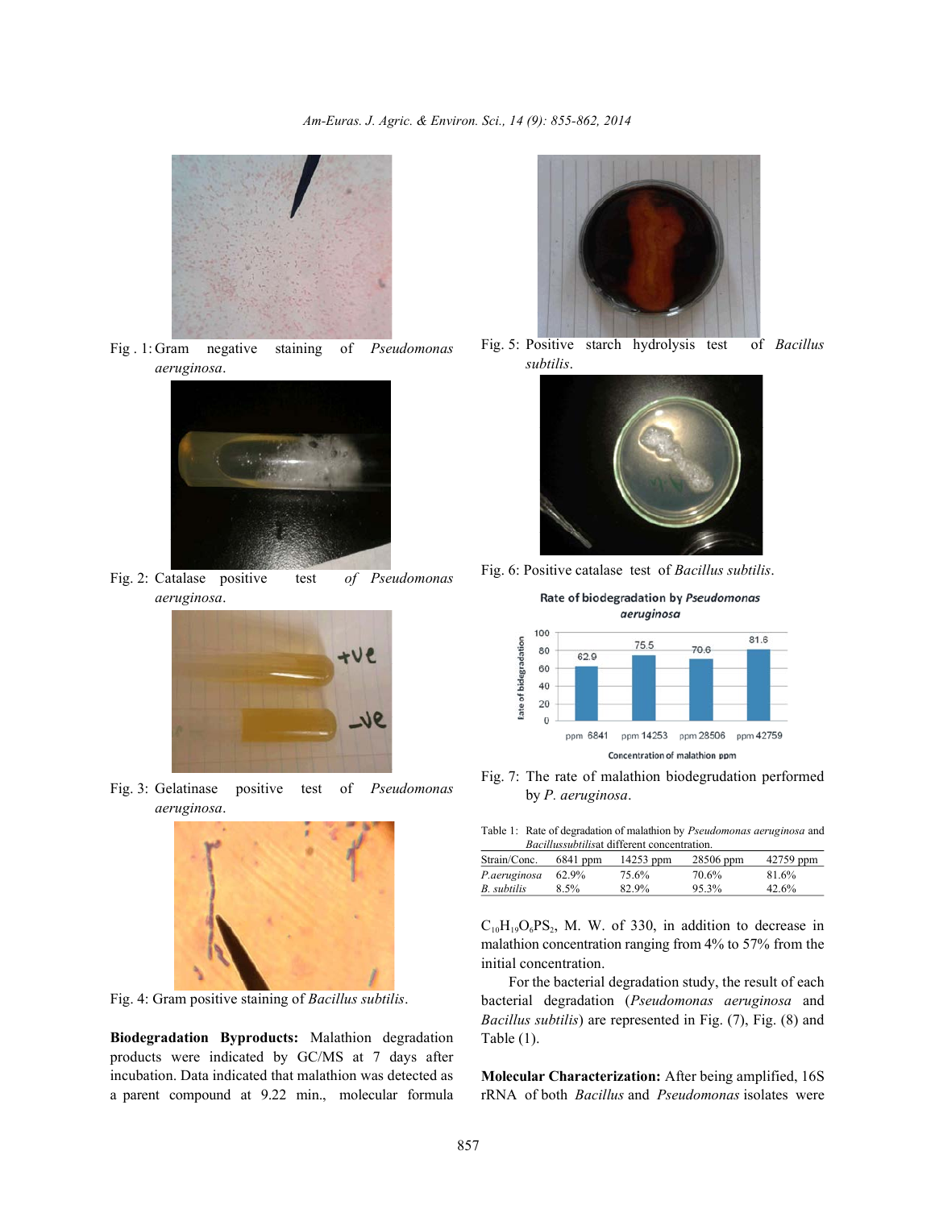Fig. 1: Gram negative staining of *Pseudomonas aeruginosa*.

Fig. 2: Catalase positive test of *Pseudomonas aeruginosa*.

Fig. 3: Gelatinase positive test of *Pseudomonas aeruginosa*.

Fig. 4: Gram positive staining of *Bacillus subtilis*.

**Biodegradation Byproducts:** Malathion degradation products were indicated by GC/MS at 7 days after incubation. Data indicated that malathion was detected as a parent compound at 9.22 min., molecular formula $C_{10}H_{19}O_6PS_2$, M. W. of 330, in addition to decrease in malathion concentration ranging from 4% to 57% from the initial concentration.

For the bacterial degradation study, the result of each bacterial degradation (*Pseudomonas aeruginosa* and *Bacillus subtilis*) are represented in Fig. (7), Fig. (8) and Table (1).

Fig. 5: Positive starch hydrolysis test of *Bacillus subtilis*.

Fig. 6: Positive catalase test of *Bacillus subtilis*.

Fig. 7: The rate of malathion biodegrudation performed by *P. aeruginosa*.

Table 1: Rate of degradation of malathion by *Pseudomonas aeruginosa* and *Bacillussubtilis*at different concentration.

| Strain/Conc. | 6841 ppm | 14253 ppm | 28506 ppm | 42759 ppm |
|---|---|---|---|---|
| *P.aeruginosa* | 62.9% | 75.6% | 70.6% | 81.6% |
| *B. subtilis* | 8.5% | 82.9% | 95.3% | 42.6% |

**Molecular Characterization:** After being amplified, 16S rRNA of both *Bacillus* and *Pseudomonas* isolates were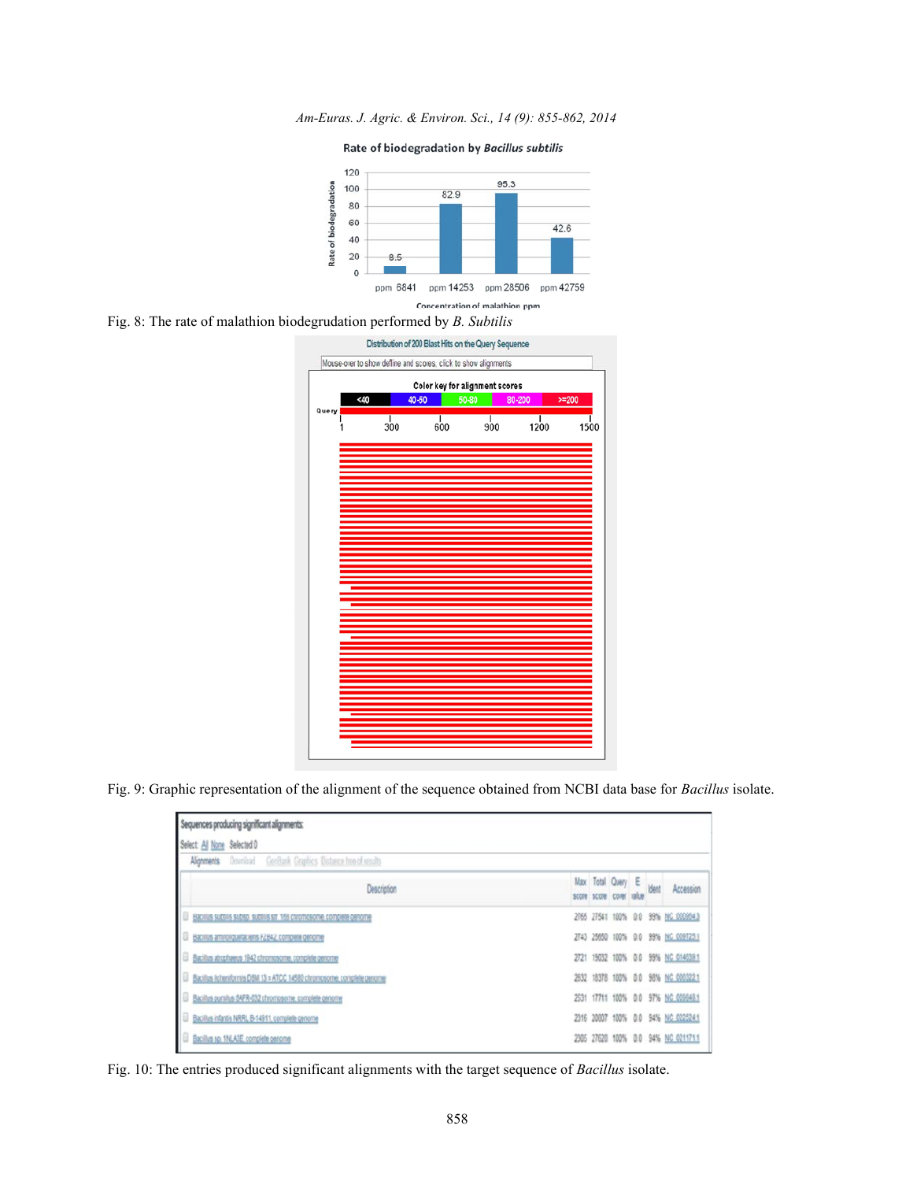Fig. 8: The rate of malathion biodegrudation performed by *B. Subtilis*

Fig. 9: Graphic representation of the alignment of the sequence obtained from NCBI data base for *Bacillus* isolate.

Fig. 10: The entries produced significant alignments with the target sequence of *Bacillus* isolate.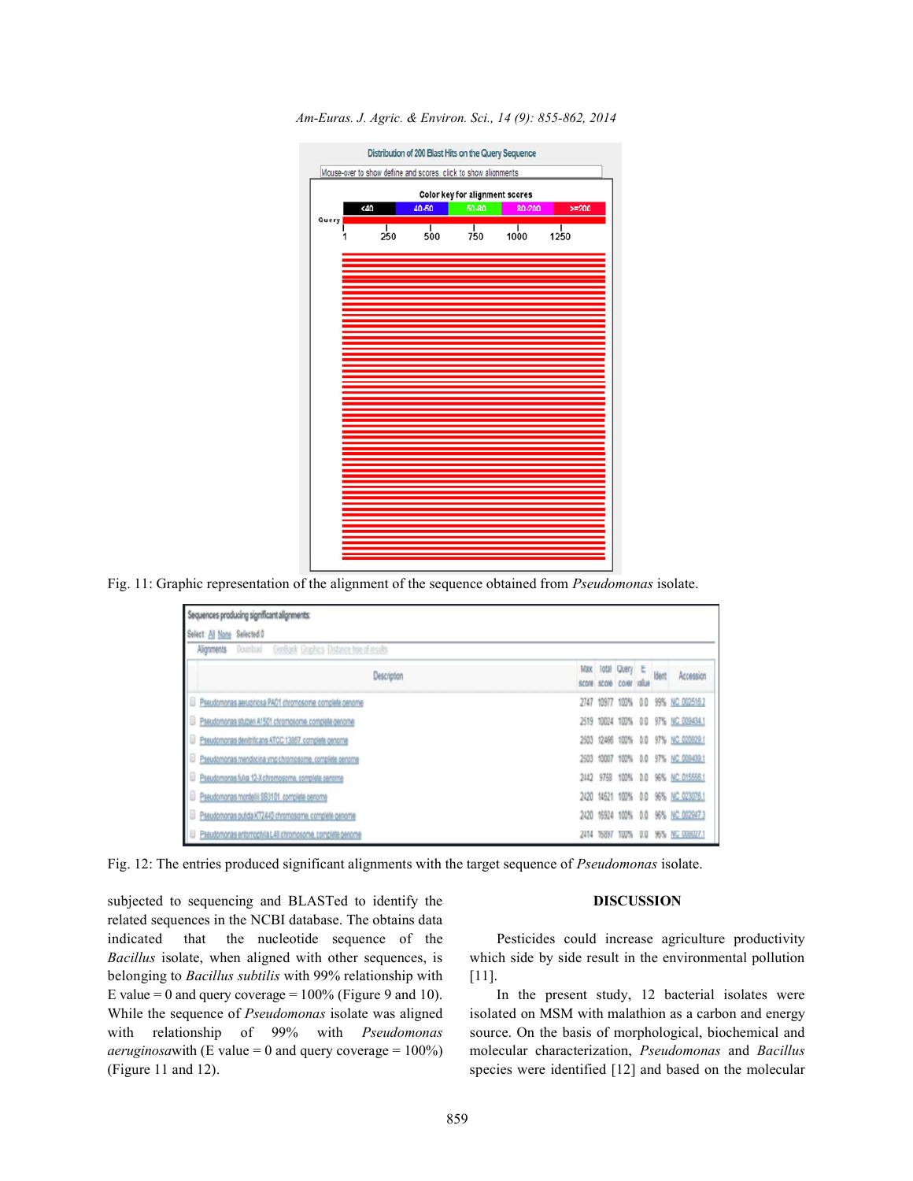Fig. 11: Graphic representation of the alignment of the sequence obtained from *Pseudomonas* isolate.

Fig. 12: The entries produced significant alignments with the target sequence of *Pseudomonas* isolate.

subjected to sequencing and BLASTed to identify the related sequences in the NCBI database. The obtains data indicated that the nucleotide sequence of the *Bacillus* isolate, when aligned with other sequences, is belonging to *Bacillus subtilis* with 99% relationship with E value = 0 and query coverage = 100% (Figure 9 and 10). While the sequence of *Pseudomonas* isolate was aligned with relationship of 99% with *Pseudomonas aeruginosa*with (E value = 0 and query coverage = 100%) (Figure 11 and 12).

## DISCUSSION

Pesticides could increase agriculture productivity which side by side result in the environmental pollution [11].

In the present study, 12 bacterial isolates were isolated on MSM with malathion as a carbon and energy source. On the basis of morphological, biochemical and molecular characterization, *Pseudomonas* and *Bacillus* species were identified [12] and based on the molecular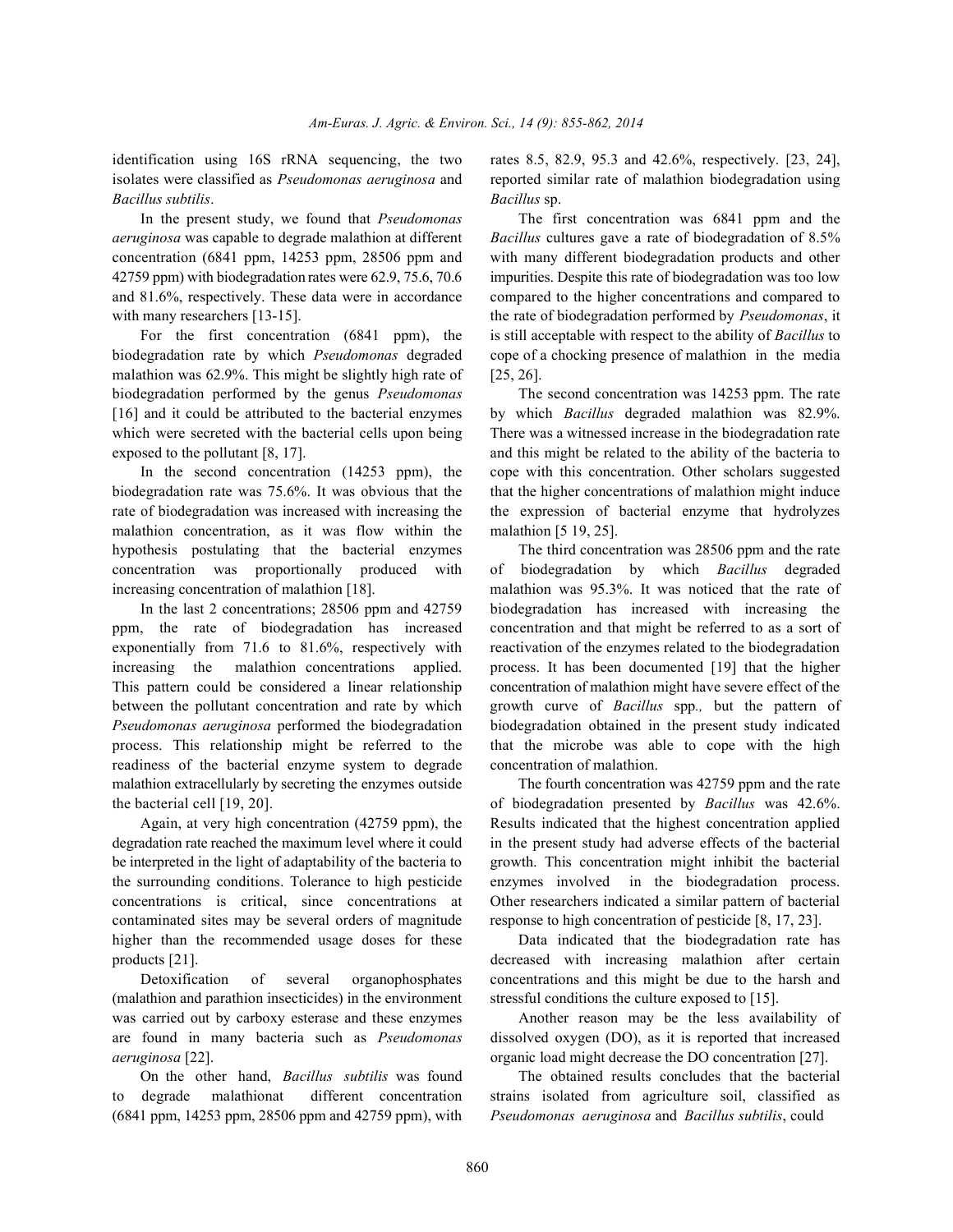identification using 16S rRNA sequencing, the two isolates were classified as *Pseudomonas aeruginosa* and *Bacillus subtilis*.

In the present study, we found that *Pseudomonas aeruginosa* was capable to degrade malathion at different concentration (6841 ppm, 14253 ppm, 28506 ppm and 42759 ppm) with biodegradation rates were 62.9, 75.6, 70.6 and 81.6%, respectively. These data were in accordance with many researchers [13-15].

For the first concentration (6841 ppm), the biodegradation rate by which *Pseudomonas* degraded malathion was 62.9%. This might be slightly high rate of biodegradation performed by the genus *Pseudomonas* [16] and it could be attributed to the bacterial enzymes which were secreted with the bacterial cells upon being exposed to the pollutant [8, 17].

In the second concentration (14253 ppm), the biodegradation rate was 75.6%. It was obvious that the rate of biodegradation was increased with increasing the malathion concentration, as it was flow within the hypothesis postulating that the bacterial enzymes concentration was proportionally produced with increasing concentration of malathion [18].

In the last 2 concentrations; 28506 ppm and 42759 ppm, the rate of biodegradation has increased exponentially from 71.6 to 81.6%, respectively with increasing the malathion concentrations applied. This pattern could be considered a linear relationship between the pollutant concentration and rate by which *Pseudomonas aeruginosa* performed the biodegradation process. This relationship might be referred to the readiness of the bacterial enzyme system to degrade malathion extracellularly by secreting the enzymes outside the bacterial cell [19, 20].

Again, at very high concentration (42759 ppm), the degradation rate reached the maximum level where it could be interpreted in the light of adaptability of the bacteria to the surrounding conditions. Tolerance to high pesticide concentrations is critical, since concentrations at contaminated sites may be several orders of magnitude higher than the recommended usage doses for these products [21].

Detoxification of several organophosphates (malathion and parathion insecticides) in the environment was carried out by carboxy esterase and these enzymes are found in many bacteria such as *Pseudomonas aeruginosa* [22].

On the other hand, *Bacillus subtilis* was found to degrade malathionat different concentration (6841 ppm, 14253 ppm, 28506 ppm and 42759 ppm), with rates 8.5, 82.9, 95.3 and 42.6%, respectively. [23, 24], reported similar rate of malathion biodegradation using *Bacillus* sp.

The first concentration was 6841 ppm and the *Bacillus* cultures gave a rate of biodegradation of 8.5% with many different biodegradation products and other impurities. Despite this rate of biodegradation was too low compared to the higher concentrations and compared to the rate of biodegradation performed by *Pseudomonas*, it is still acceptable with respect to the ability of *Bacillus* to cope of a chocking presence of malathion in the media [25, 26].

The second concentration was 14253 ppm. The rate by which *Bacillus* degraded malathion was 82.9%. There was a witnessed increase in the biodegradation rate and this might be related to the ability of the bacteria to cope with this concentration. Other scholars suggested that the higher concentrations of malathion might induce the expression of bacterial enzyme that hydrolyzes malathion [5 19, 25].

The third concentration was 28506 ppm and the rate of biodegradation by which *Bacillus* degraded malathion was 95.3%. It was noticed that the rate of biodegradation has increased with increasing the concentration and that might be referred to as a sort of reactivation of the enzymes related to the biodegradation process. It has been documented [19] that the higher concentration of malathion might have severe effect of the growth curve of *Bacillus* spp*.,* but the pattern of biodegradation obtained in the present study indicated that the microbe was able to cope with the high concentration of malathion.

The fourth concentration was 42759 ppm and the rate of biodegradation presented by *Bacillus* was 42.6%. Results indicated that the highest concentration applied in the present study had adverse effects of the bacterial growth. This concentration might inhibit the bacterial enzymes involved in the biodegradation process. Other researchers indicated a similar pattern of bacterial response to high concentration of pesticide [8, 17, 23].

Data indicated that the biodegradation rate has decreased with increasing malathion after certain concentrations and this might be due to the harsh and stressful conditions the culture exposed to [15].

Another reason may be the less availability of dissolved oxygen (DO), as it is reported that increased organic load might decrease the DO concentration [27].

The obtained results concludes that the bacterial strains isolated from agriculture soil, classified as *Pseudomonas aeruginosa* and *Bacillus subtilis*, could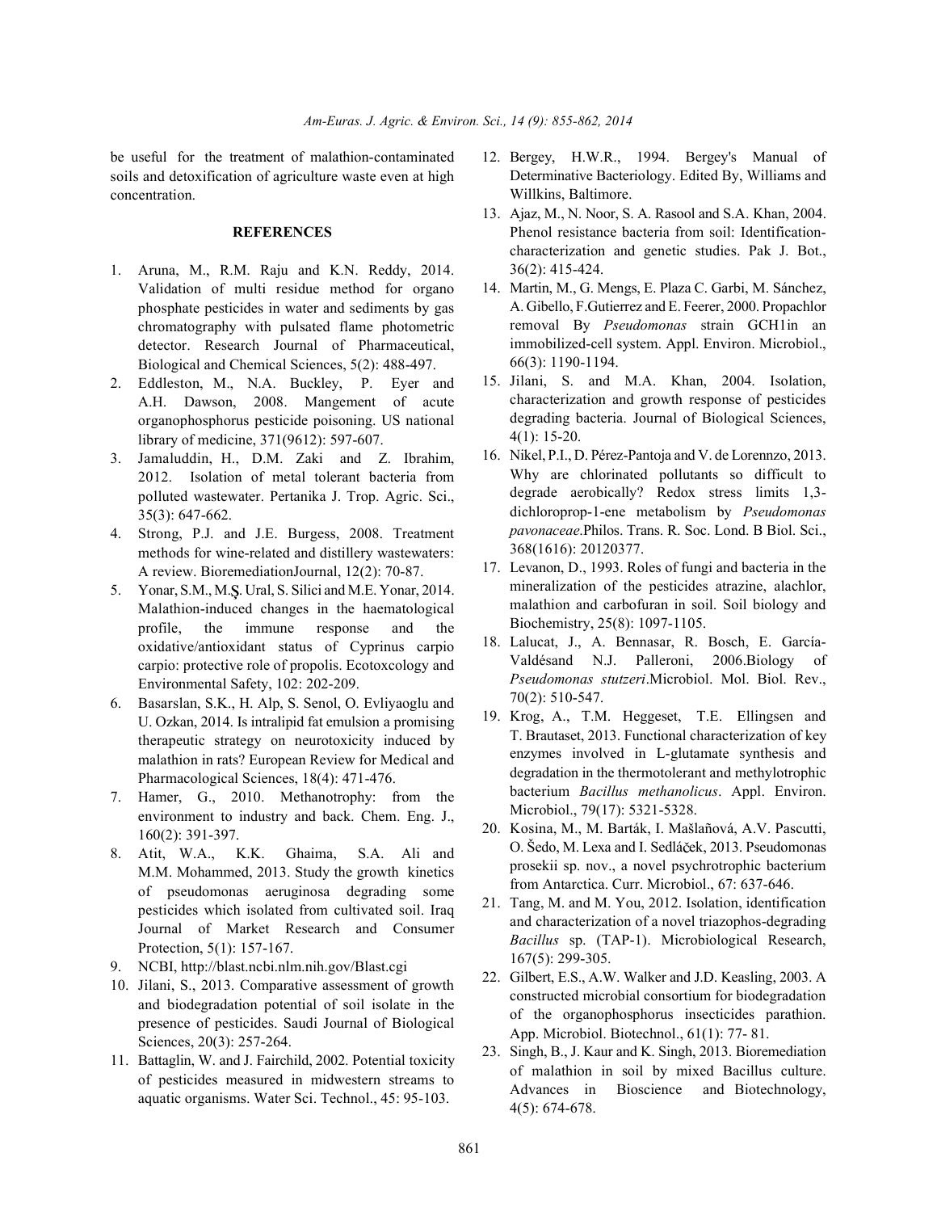be useful for the treatment of malathion-contaminated soils and detoxification of agriculture waste even at high concentration.

## REFERENCES

1. Aruna, M., R.M. Raju and K.N. Reddy, 2014. Validation of multi residue method for organo phosphate pesticides in water and sediments by gas chromatography with pulsated flame photometric detector. Research Journal of Pharmaceutical, Biological and Chemical Sciences, 5(2): 488-497.
2. Eddleston, M., N.A. Buckley, P. Eyer and A.H. Dawson, 2008. Mangement of acute organophosphorus pesticide poisoning. US national library of medicine, 371(9612): 597-607.
3. Jamaluddin, H., D.M. Zaki and Z. Ibrahim, 2012. Isolation of metal tolerant bacteria from polluted wastewater. Pertanika J. Trop. Agric. Sci., 35(3): 647-662.
4. Strong, P.J. and J.E. Burgess, 2008. Treatment methods for wine-related and distillery wastewaters: A review. BioremediationJournal, 12(2): 70-87.
5. Yonar, S.M., M.Ş. Ural, S. Silici and M.E. Yonar, 2014. Malathion-induced changes in the haematological profile, the immune response and the oxidative/antioxidant status of Cyprinus carpio carpio: protective role of propolis. Ecotoxcology and Environmental Safety, 102: 202-209.
6. Basarslan, S.K., H. Alp, S. Senol, O. Evliyaoglu and U. Ozkan, 2014. Is intralipid fat emulsion a promising therapeutic strategy on neurotoxicity induced by malathion in rats? European Review for Medical and Pharmacological Sciences, 18(4): 471-476.
7. Hamer, G., 2010. Methanotrophy: from the environment to industry and back. Chem. Eng. J., 160(2): 391-397.
8. Atit, W.A., K.K. Ghaima, S.A. Ali and M.M. Mohammed, 2013. Study the growth kinetics of pseudomonas aeruginosa degrading some pesticides which isolated from cultivated soil. Iraq Journal of Market Research and Consumer Protection, 5(1): 157-167.
9. NCBI, http://blast.ncbi.nlm.nih.gov/Blast.cgi
10. Jilani, S., 2013. Comparative assessment of growth and biodegradation potential of soil isolate in the presence of pesticides. Saudi Journal of Biological Sciences, 20(3): 257-264.
11. Battaglin, W. and J. Fairchild, 2002. Potential toxicity of pesticides measured in midwestern streams to aquatic organisms. Water Sci. Technol., 45: 95-103.
12. Bergey, H.W.R., 1994. Bergey's Manual of Determinative Bacteriology. Edited By, Williams and Willkins, Baltimore.
13. Ajaz, M., N. Noor, S. A. Rasool and S.A. Khan, 2004. Phenol resistance bacteria from soil: Identification-characterization and genetic studies. Pak J. Bot., 36(2): 415-424.
14. Martin, M., G. Mengs, E. Plaza C. Garbi, M. Sánchez, A. Gibello, F.Gutierrez and E. Feerer, 2000. Propachlor removal By *Pseudomonas* strain GCH1in an immobilized-cell system. Appl. Environ. Microbiol., 66(3): 1190-1194.
15. Jilani, S. and M.A. Khan, 2004. Isolation, characterization and growth response of pesticides degrading bacteria. Journal of Biological Sciences, 4(1): 15-20.
16. Nikel, P.I., D. Pérez-Pantoja and V. de Lorennzo, 2013. Why are chlorinated pollutants so difficult to degrade aerobically? Redox stress limits 1,3-dichloroprop-1-ene metabolism by *Pseudomonas pavonaceae*.Philos. Trans. R. Soc. Lond. B Biol. Sci., 368(1616): 20120377.
17. Levanon, D., 1993. Roles of fungi and bacteria in the mineralization of the pesticides atrazine, alachlor, malathion and carbofuran in soil. Soil biology and Biochemistry, 25(8): 1097-1105.
18. Lalucat, J., A. Bennasar, R. Bosch, E. García-Valdésand N.J. Palleroni, 2006.Biology of *Pseudomonas stutzeri*.Microbiol. Mol. Biol. Rev., 70(2): 510-547.
19. Krog, A., T.M. Heggeset, T.E. Ellingsen and T. Brautaset, 2013. Functional characterization of key enzymes involved in L-glutamate synthesis and degradation in the thermotolerant and methylotrophic bacterium *Bacillus methanolicus*. Appl. Environ. Microbiol., 79(17): 5321-5328.
20. Kosina, M., M. Barták, I. Mašlaňová, A.V. Pascutti, O. Šedo, M. Lexa and I. Sedláček, 2013. Pseudomonas prosekii sp. nov., a novel psychrotrophic bacterium from Antarctica. Curr. Microbiol., 67: 637-646.
21. Tang, M. and M. You, 2012. Isolation, identification and characterization of a novel triazophos-degrading *Bacillus* sp. (TAP-1). Microbiological Research, 167(5): 299-305.
22. Gilbert, E.S., A.W. Walker and J.D. Keasling, 2003. A constructed microbial consortium for biodegradation of the organophosphorus insecticides parathion. App. Microbiol. Biotechnol., 61(1): 77- 81.
23. Singh, B., J. Kaur and K. Singh, 2013. Bioremediation of malathion in soil by mixed Bacillus culture. Advances in Bioscience and Biotechnology, 4(5): 674-678.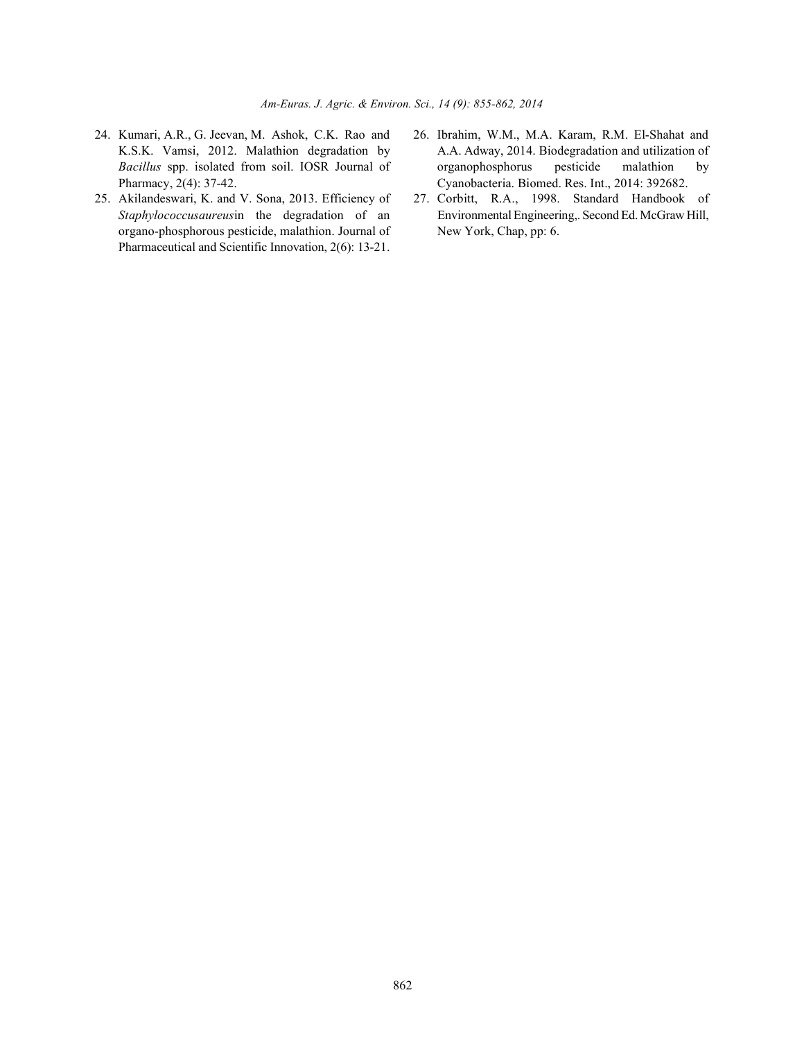24. Kumari, A.R., G. Jeevan, M. Ashok, C.K. Rao and K.S.K. Vamsi, 2012. Malathion degradation by *Bacillus* spp. isolated from soil. IOSR Journal of Pharmacy, 2(4): 37-42.
25. Akilandeswari, K. and V. Sona, 2013. Efficiency of *Staphylococcusaureus*in the degradation of an organo-phosphorous pesticide, malathion. Journal of Pharmaceutical and Scientific Innovation, 2(6): 13-21.
26. Ibrahim, W.M., M.A. Karam, R.M. El-Shahat and A.A. Adway, 2014. Biodegradation and utilization of organophosphorus pesticide malathion by Cyanobacteria. Biomed. Res. Int., 2014: 392682.
27. Corbitt, R.A., 1998. Standard Handbook of Environmental Engineering,. Second Ed. McGraw Hill, New York, Chap, pp: 6.